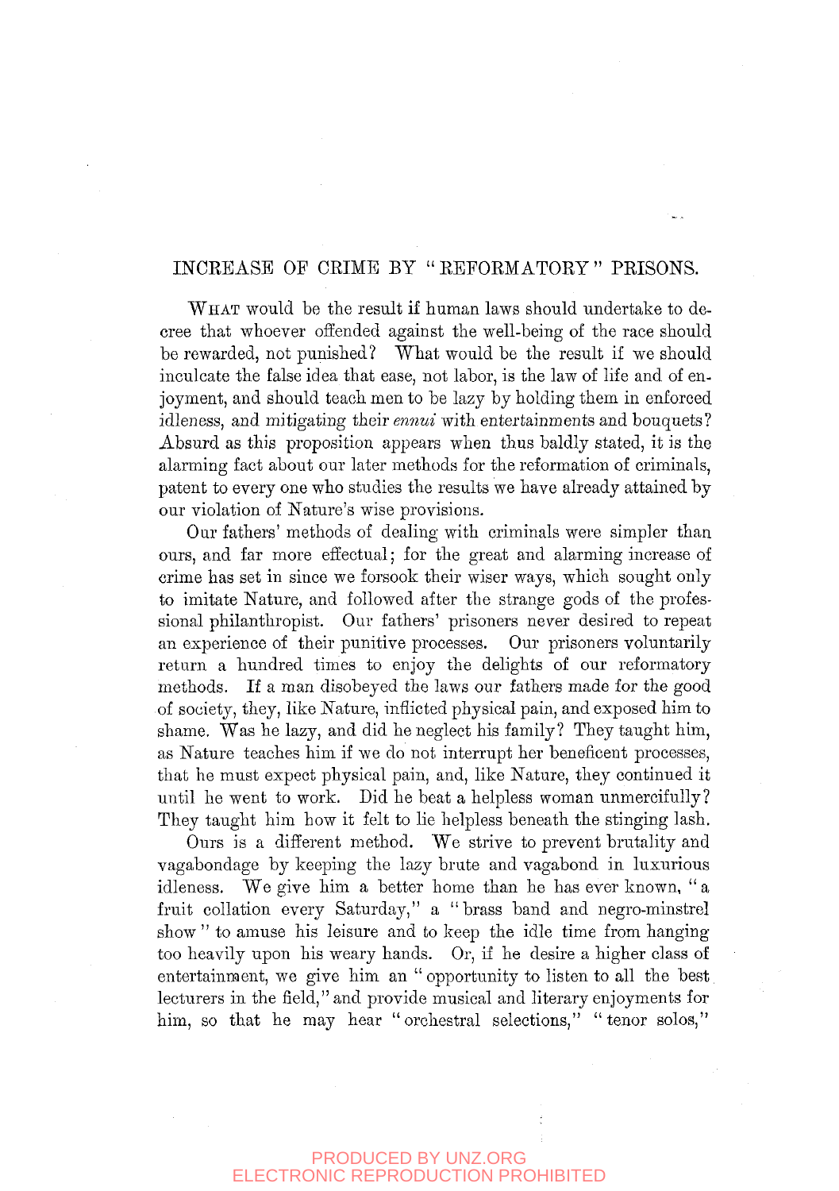# INCREASE OF CRIME BY "REFORMATORY" PRISONS.

WHAT would be the result if human laws should undertake to decree that whoever offended against the well-being of the race should be rewarded, not punished? What would be the result if we should inculcate the false idea that ease, not labor, is the law of life and of enjoyment, and should teach men to be lazy by holding them in enforced idleness, and mitigating their *ennui* with entertainments and bouquets? Absurd as this proposition appears when thus baldly stated, it is the alarming fact about our later methods for the reformation of criminals, patent to every one who studies the results we have already attained by our violation of Nature's wise provisions.

Our fathers' methods of dealing with criminals were simpler than ours, and far more effectual; for the great and alarming increase of crime has set in since we forsook their wiser ways, which sought only to imitate Nature, and followed after the strange gods of the professional philanthropist. Our fathers' prisoners never desired to repeat an experience of their punitive processes. Our prisoners voluntarily return a hundred times to enjoy the delights of our reformatory methods. If a man disobeyed the laws our fathers made for the good of society, they, like Nature, inflicted physical pain, and exposed him to shame. Was he lazy, and did he neglect his family? They taught him, as Nature teaches him if we do not interrupt her beneficent processes, that he must expect physical pain, and, like Nature, they continued it until he went to work. Did he beat a helpless woman unmercifully? They taught him how it felt to lie helpless beneath the stinging lash.

Ours is a different method. We strive to prevent brutality and vagabondage by keeping the lazy brute and vagabond in luxurious idleness. We give him a better home than he has ever known, "a fruit collation every Saturday," a "brass band and negro-minstrel show" to amuse his leisure and to keep the idle time from hanging too heavily upon his weary hands. Or, if he desire a higher class of entertainment, we give him an "opportunity to listen to all the best lecturers in the field," and provide musical and literary enjoyments for him, so that he may hear "orchestral selections," "tenor solos,"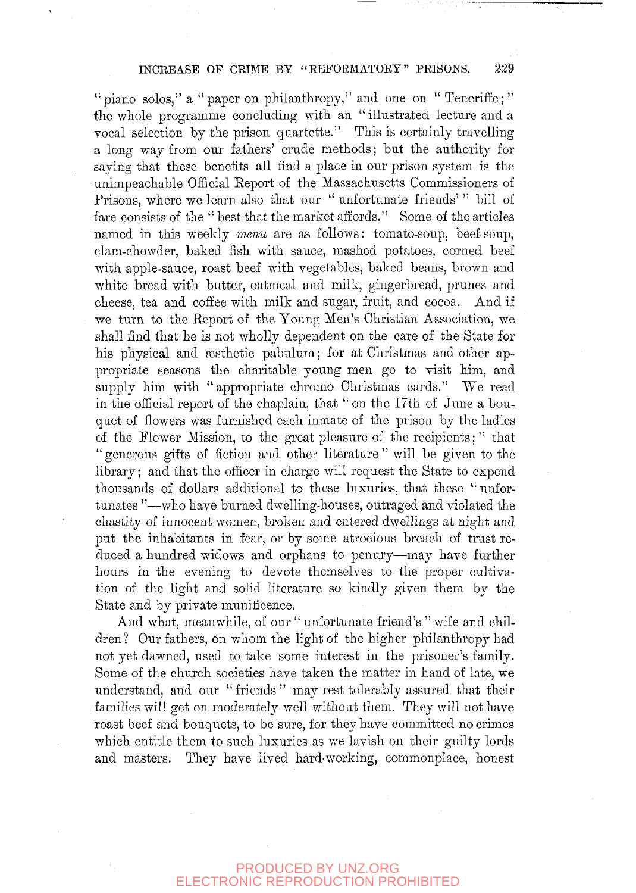"piano solos," a "paper on philanthropy," and one on "Teneriffe;" the whole programme concluding with an "illustrated lecture and a vocal selection by the prison quartette." This is certainly travelling a long way from our fathers' crude methods; but the authority for saying that these benefits all find a place in our prison system is the unimpeachable Official Report of the Massachusetts Commissioners of Prisons, where we learn also that our "unfortunate friends'" bill of fare consists of the "best that the market affords." Some of the articles named in this weekly *menu* are as follows: tomato-soup, beef-soup, clam-chowder, baked fish with sauce, mashed potatoes, corned beef with apple-sauce, roast beef with vegetables, baked beans, brown and white bread with butter, oatmeal and milk, gingerbread, prunes and cheese, tea and coffee with milk and sugar, fruit, and cocoa. And if we turn to the Report of the Young Men's Christian Association, we shall find that he is not wholly dependent on the care of the State for his physical and æsthetic pabulum; for at Christmas and other appropriate seasons the charitable young men go to visit him, and supply him with "appropriate chromo Christmas cards." We read in the official report of the chaplain, that "on the 17th of June a bouquet of flowers was furnished each inmate of the prison by the ladies of the Flower Mission, to the great pleasure of the recipients;" that "generous gifts of fiction and other literature" will be given to the library; and that the officer in charge will request the State to expend thousands of dollars additional to these luxuries, that these "unfortunates"—who have burned dwelling-houses, outraged and violated the chastity of innocent women, broken and entered dwellings at night and put the inhabitants in fear, or by some atrocious breach of trust reduced a hundred widows and orphans to penury—may have further hours in the evening to devote themselves to the proper cultivation of the light and solid literature so kindly given them by the State and by private munificence.

And what, meanwhile, of our "unfortunate friend's" wife and children? Our fathers, on whom the light of the higher philanthropy had not yet dawned, used to take some interest in the prisoner's family. Some of the church societies have taken the matter in hand of late, we understand, and our "friends" may rest tolerably assured that their families will get on moderately well without them. They will not have roast beef and bouquets, to be sure, for they have committed no crimes which entitle them to such luxuries as we lavish on their guilty lords and masters. They have lived hard-working, commonplace, honest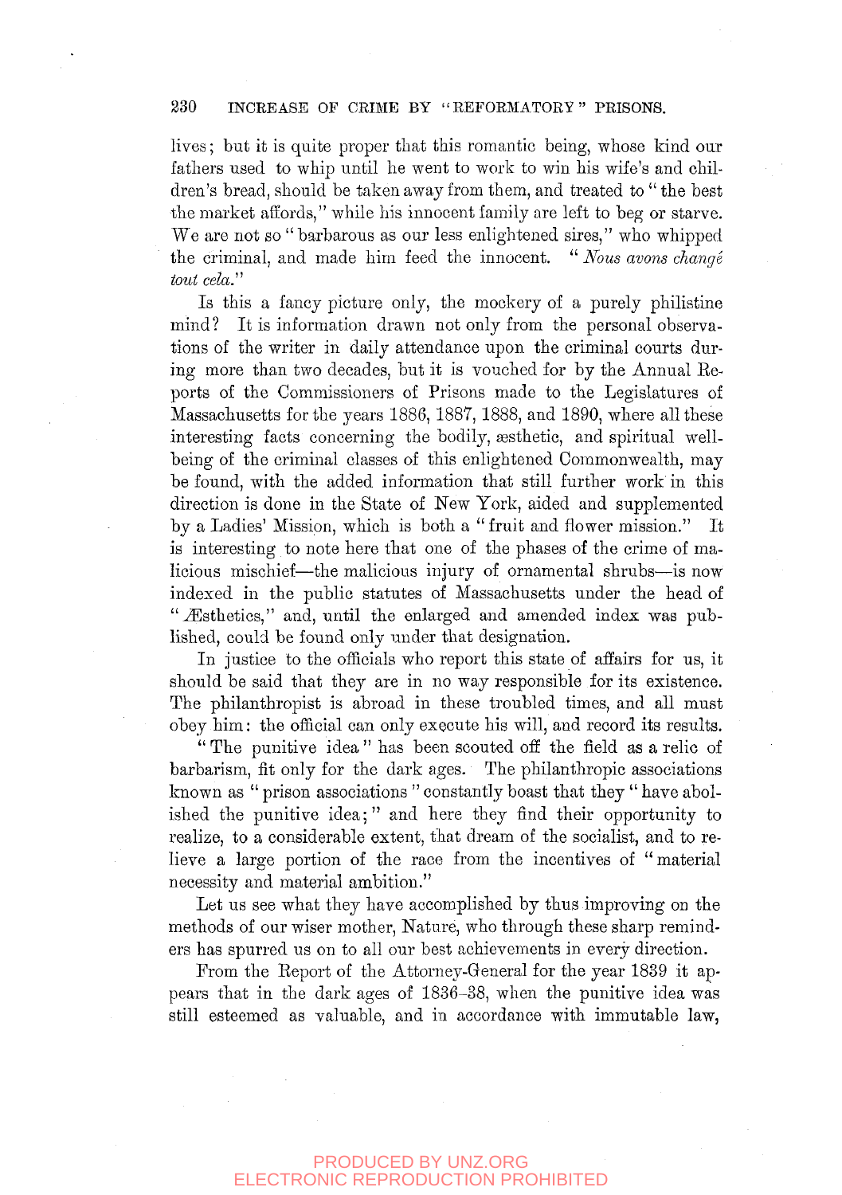lives; but it is quite proper that this romantic being, whose kind our fathers used to whip until he went to work to win his wife's and children's bread, should be taken away from them, and treated to "the best the market affords," while his innocent family are left to beg or starve. We are not so "barbarous as our less enlightened sires," who whipped the criminal, and made him feed the innocent. "*Nous avons changé tout cela.*"

Is this a fancy picture only, the mockery of a purely philistine mind? It is information drawn not only from the personal observations of the writer in daily attendance upon the criminal courts during more than two decades, but it is vouched for by the Annual Reports of the Commissioners of Prisons made to the Legislatures of Massachusetts for the years 1886, 1887, 1888, and 1890, where all these interesting facts concerning the bodily, æsthetic, and spiritual well-being of the criminal classes of this enlightened Commonwealth, may be found, with the added information that still further work in this direction is done in the State of New York, aided and supplemented by a Ladies' Mission, which is both a "fruit and flower mission." It is interesting to note here that one of the phases of the crime of malicious mischief—the malicious injury of ornamental shrubs—is now indexed in the public statutes of Massachusetts under the head of "Æsthetics," and, until the enlarged and amended index was published, could be found only under that designation.

In justice to the officials who report this state of affairs for us, it should be said that they are in no way responsible for its existence. The philanthropist is abroad in these troubled times, and all must obey him: the official can only execute his will, and record its results.

"The punitive idea" has been scouted off the field as a relic of barbarism, fit only for the dark ages. The philanthropic associations known as "prison associations" constantly boast that they "have abolished the punitive idea;" and here they find their opportunity to realize, to a considerable extent, that dream of the socialist, and to relieve a large portion of the race from the incentives of "material necessity and material ambition."

Let us see what they have accomplished by thus improving on the methods of our wiser mother, Nature, who through these sharp reminders has spurred us on to all our best achievements in every direction.

From the Report of the Attorney-General for the year 1839 it appears that in the dark ages of 1836–38, when the punitive idea was still esteemed as valuable, and in accordance with immutable law,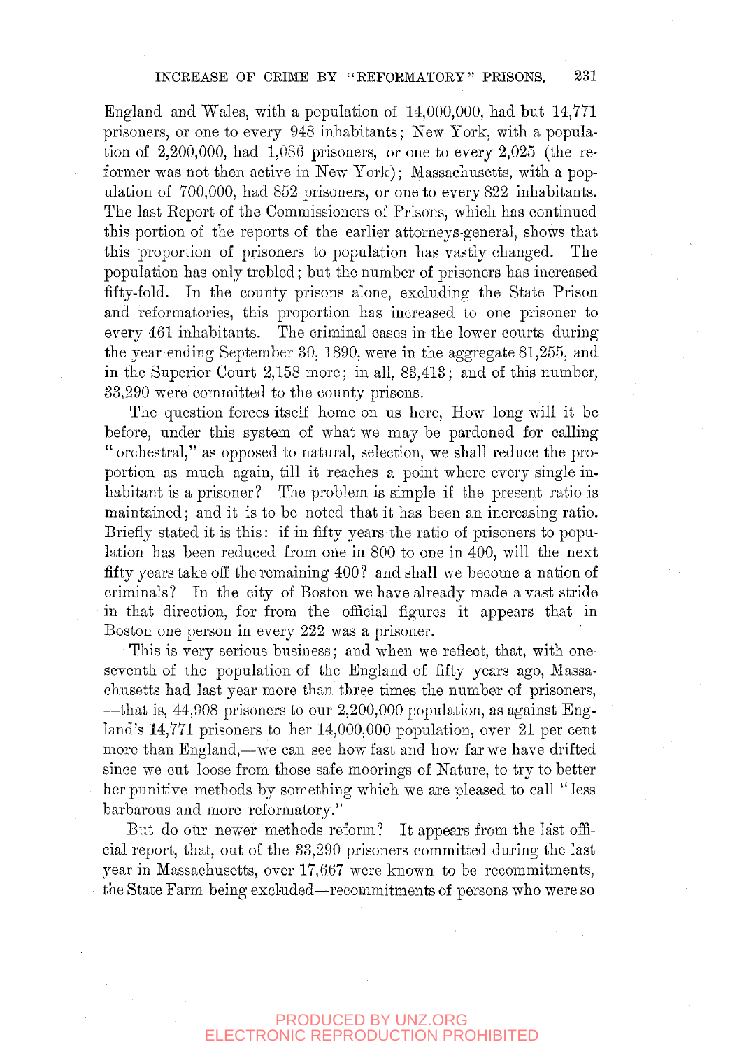England and Wales, with a population of 14,000,000, had but 14,771 prisoners, or one to every 948 inhabitants; New York, with a population of 2,200,000, had 1,086 prisoners, or one to every 2,025 (the reformer was not then active in New York); Massachusetts, with a population of 700,000, had 852 prisoners, or one to every 822 inhabitants. The last Report of the Commissioners of Prisons, which has continued this portion of the reports of the earlier attorneys-general, shows that this proportion of prisoners to population has vastly changed. The population has only trebled; but the number of prisoners has increased fifty-fold. In the county prisons alone, excluding the State Prison and reformatories, this proportion has increased to one prisoner to every 461 inhabitants. The criminal cases in the lower courts during the year ending September 30, 1890, were in the aggregate 81,255, and in the Superior Court 2,158 more; in all, 83,413; and of this number, 33,290 were committed to the county prisons.

The question forces itself home on us here, How long will it be before, under this system of what we may be pardoned for calling "orchestral," as opposed to natural, selection, we shall reduce the proportion as much again, till it reaches a point where every single inhabitant is a prisoner? The problem is simple if the present ratio is maintained; and it is to be noted that it has been an increasing ratio. Briefly stated it is this: if in fifty years the ratio of prisoners to population has been reduced from one in 800 to one in 400, will the next fifty years take off the remaining 400? and shall we become a nation of criminals? In the city of Boston we have already made a vast stride in that direction, for from the official figures it appears that in Boston one person in every 222 was a prisoner.

This is very serious business; and when we reflect, that, with one-seventh of the population of the England of fifty years ago, Massachusetts had last year more than three times the number of prisoners, —that is, 44,908 prisoners to our 2,200,000 population, as against England's 14,771 prisoners to her 14,000,000 population, over 21 per cent more than England,—we can see how fast and how far we have drifted since we cut loose from those safe moorings of Nature, to try to better her punitive methods by something which we are pleased to call "less barbarous and more reformatory."

But do our newer methods reform? It appears from the last official report, that, out of the 33,290 prisoners committed during the last year in Massachusetts, over 17,667 were known to be recommitments, the State Farm being excluded—recommitments of persons who were so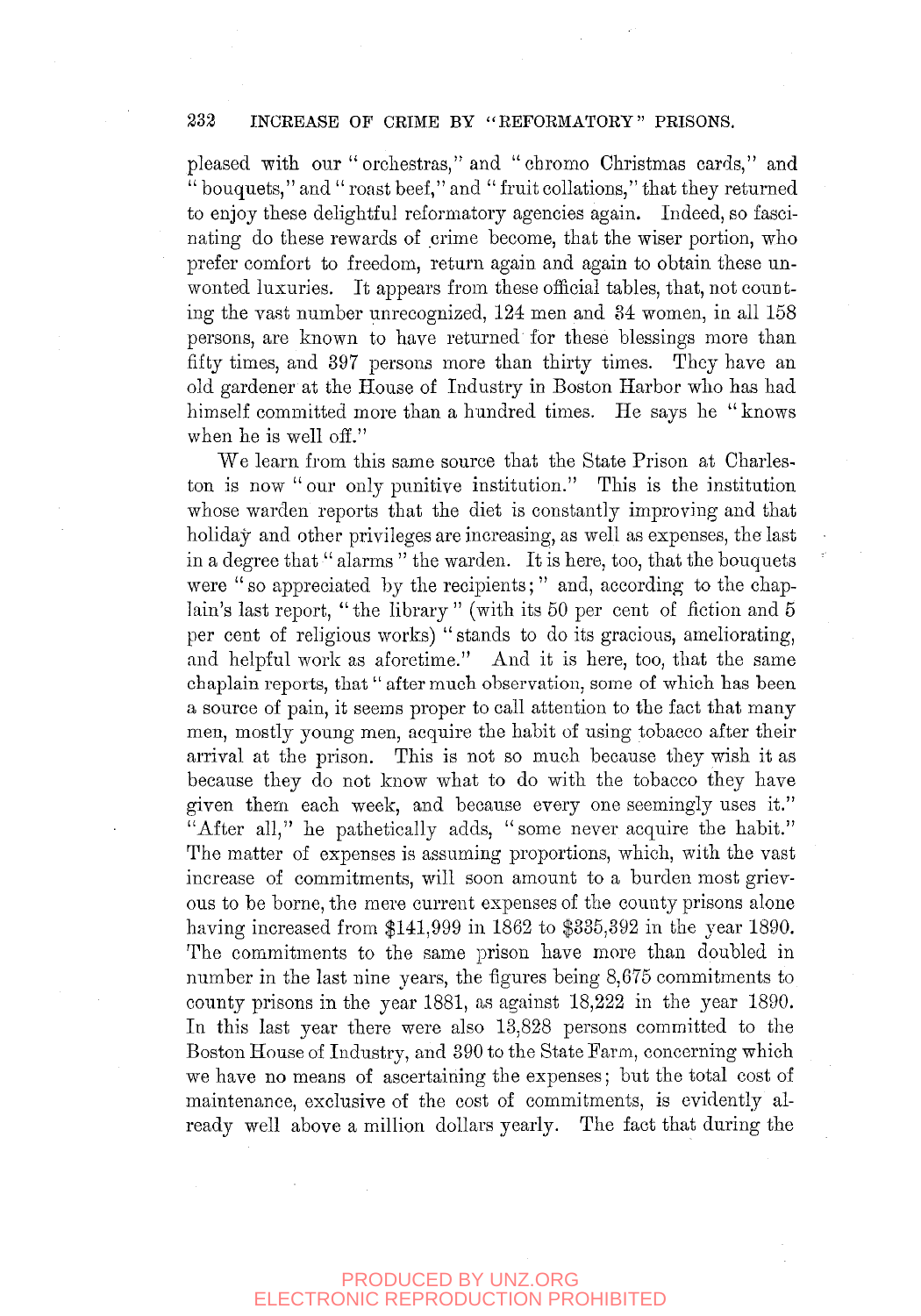pleased with our "orchestras," and "chromo Christmas cards," and "bouquets," and "roast beef," and "fruit collations," that they returned to enjoy these delightful reformatory agencies again. Indeed, so fascinating do these rewards of crime become, that the wiser portion, who prefer comfort to freedom, return again and again to obtain these unwonted luxuries. It appears from these official tables, that, not counting the vast number unrecognized, 124 men and 34 women, in all 158 persons, are known to have returned for these blessings more than fifty times, and 397 persons more than thirty times. They have an old gardener at the House of Industry in Boston Harbor who has had himself committed more than a hundred times. He says he "knows when he is well off."

We learn from this same source that the State Prison at Charleston is now "our only punitive institution." This is the institution whose warden reports that the diet is constantly improving and that holiday and other privileges are increasing, as well as expenses, the last in a degree that "alarms" the warden. It is here, too, that the bouquets were "so appreciated by the recipients;" and, according to the chaplain's last report, "the library" (with its 50 per cent of fiction and 5 per cent of religious works) "stands to do its gracious, ameliorating, and helpful work as aforetime." And it is here, too, that the same chaplain reports, that "after much observation, some of which has been a source of pain, it seems proper to call attention to the fact that many men, mostly young men, acquire the habit of using tobacco after their arrival at the prison. This is not so much because they wish it as because they do not know what to do with the tobacco they have given them each week, and because every one seemingly uses it." "After all," he pathetically adds, "some never acquire the habit." The matter of expenses is assuming proportions, which, with the vast increase of commitments, will soon amount to a burden most grievous to be borne, the mere current expenses of the county prisons alone having increased from $141,999 in 1862 to $335,392 in the year 1890. The commitments to the same prison have more than doubled in number in the last nine years, the figures being 8,675 commitments to county prisons in the year 1881, as against 18,222 in the year 1890. In this last year there were also 13,828 persons committed to the Boston House of Industry, and 390 to the State Farm, concerning which we have no means of ascertaining the expenses; but the total cost of maintenance, exclusive of the cost of commitments, is evidently already well above a million dollars yearly. The fact that during the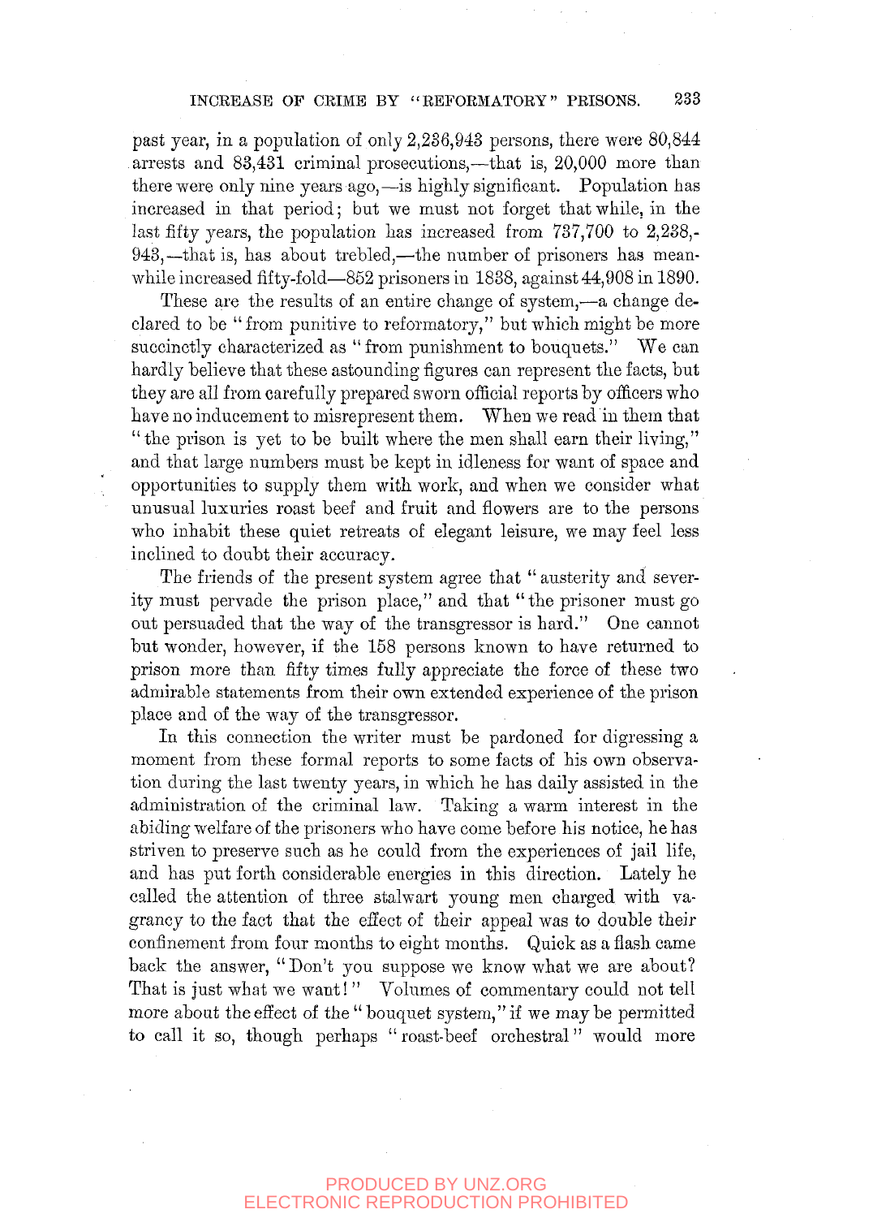past year, in a population of only 2,236,943 persons, there were 80,844 arrests and 83,431 criminal prosecutions,—that is, 20,000 more than there were only nine years ago,—is highly significant. Population has increased in that period; but we must not forget that while, in the last fifty years, the population has increased from 737,700 to 2,238,-943,—that is, has about trebled,—the number of prisoners has meanwhile increased fifty-fold—852 prisoners in 1838, against 44,908 in 1890.

These are the results of an entire change of system,—a change declared to be "from punitive to reformatory," but which might be more succinctly characterized as "from punishment to bouquets." We can hardly believe that these astounding figures can represent the facts, but they are all from carefully prepared sworn official reports by officers who have no inducement to misrepresent them. When we read in them that "the prison is yet to be built where the men shall earn their living," and that large numbers must be kept in idleness for want of space and opportunities to supply them with work, and when we consider what unusual luxuries roast beef and fruit and flowers are to the persons who inhabit these quiet retreats of elegant leisure, we may feel less inclined to doubt their accuracy.

The friends of the present system agree that "austerity and severity must pervade the prison place," and that "the prisoner must go out persuaded that the way of the transgressor is hard." One cannot but wonder, however, if the 158 persons known to have returned to prison more than fifty times fully appreciate the force of these two admirable statements from their own extended experience of the prison place and of the way of the transgressor.

In this connection the writer must be pardoned for digressing a moment from these formal reports to some facts of his own observation during the last twenty years, in which he has daily assisted in the administration of the criminal law. Taking a warm interest in the abiding welfare of the prisoners who have come before his notice, he has striven to preserve such as he could from the experiences of jail life, and has put forth considerable energies in this direction. Lately he called the attention of three stalwart young men charged with vagrancy to the fact that the effect of their appeal was to double their confinement from four months to eight months. Quick as a flash came back the answer, "Don't you suppose we know what we are about? That is just what we want!" Volumes of commentary could not tell more about the effect of the "bouquet system," if we may be permitted to call it so, though perhaps "roast-beef orchestral" would more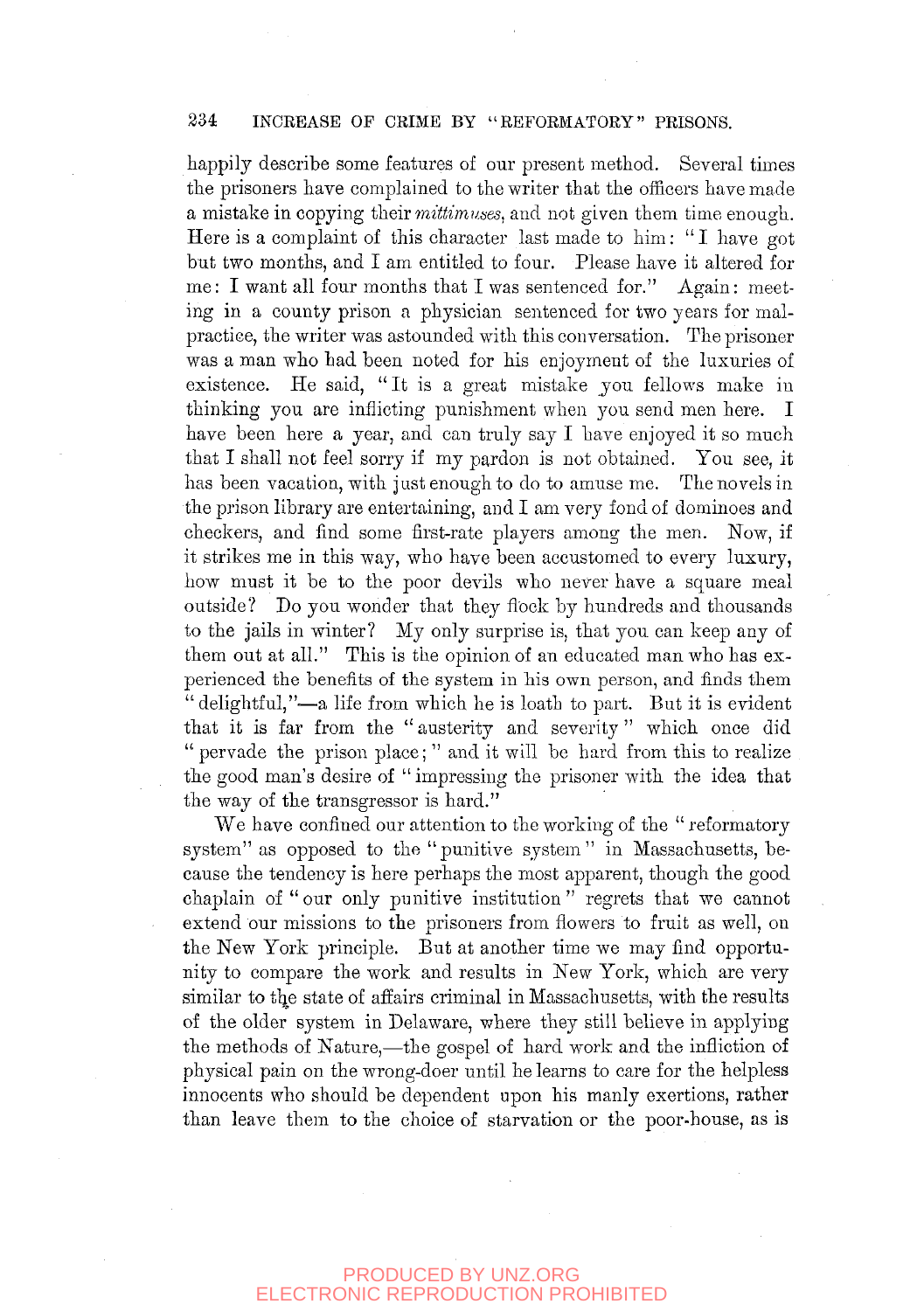happily describe some features of our present method. Several times the prisoners have complained to the writer that the officers have made a mistake in copying their *mittimuses*, and not given them time enough. Here is a complaint of this character last made to him: "I have got but two months, and I am entitled to four. Please have it altered for me: I want all four months that I was sentenced for." Again: meeting in a county prison a physician sentenced for two years for malpractice, the writer was astounded with this conversation. The prisoner was a man who had been noted for his enjoyment of the luxuries of existence. He said, "It is a great mistake you fellows make in thinking you are inflicting punishment when you send men here. I have been here a year, and can truly say I have enjoyed it so much that I shall not feel sorry if my pardon is not obtained. You see, it has been vacation, with just enough to do to amuse me. The novels in the prison library are entertaining, and I am very fond of dominoes and checkers, and find some first-rate players among the men. Now, if it strikes me in this way, who have been accustomed to every luxury, how must it be to the poor devils who never have a square meal outside? Do you wonder that they flock by hundreds and thousands to the jails in winter? My only surprise is, that you can keep any of them out at all." This is the opinion of an educated man who has experienced the benefits of the system in his own person, and finds them "delightful,"—a life from which he is loath to part. But it is evident that it is far from the "austerity and severity" which once did "pervade the prison place;" and it will be hard from this to realize the good man's desire of "impressing the prisoner with the idea that the way of the transgressor is hard."

We have confined our attention to the working of the "reformatory system" as opposed to the "punitive system" in Massachusetts, because the tendency is here perhaps the most apparent, though the good chaplain of "our only punitive institution" regrets that we cannot extend our missions to the prisoners from flowers to fruit as well, on the New York principle. But at another time we may find opportunity to compare the work and results in New York, which are very similar to the state of affairs criminal in Massachusetts, with the results of the older system in Delaware, where they still believe in applying the methods of Nature,—the gospel of hard work and the infliction of physical pain on the wrong-doer until he learns to care for the helpless innocents who should be dependent upon his manly exertions, rather than leave them to the choice of starvation or the poor-house, as is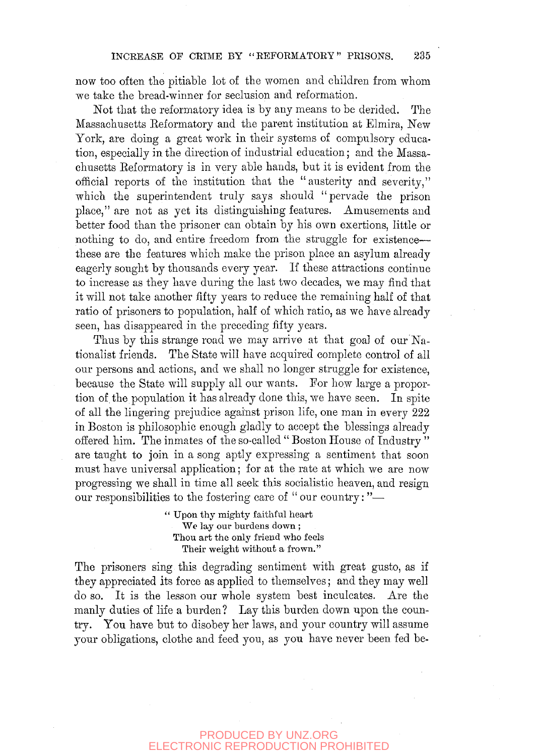now too often the pitiable lot of the women and children from whom we take the bread-winner for seclusion and reformation.

Not that the reformatory idea is by any means to be derided. The Massachusetts Reformatory and the parent institution at Elmira, New York, are doing a great work in their systems of compulsory education, especially in the direction of industrial education; and the Massachusetts Reformatory is in very able hands, but it is evident from the official reports of the institution that the "austerity and severity," which the superintendent truly says should "pervade the prison place," are not as yet its distinguishing features. Amusements and better food than the prisoner can obtain by his own exertions, little or nothing to do, and entire freedom from the struggle for existence—these are the features which make the prison place an asylum already eagerly sought by thousands every year. If these attractions continue to increase as they have during the last two decades, we may find that it will not take another fifty years to reduce the remaining half of that ratio of prisoners to population, half of which ratio, as we have already seen, has disappeared in the preceding fifty years.

Thus by this strange road we may arrive at that goal of our Nationalist friends. The State will have acquired complete control of all our persons and actions, and we shall no longer struggle for existence, because the State will supply all our wants. For how large a proportion of the population it has already done this, we have seen. In spite of all the lingering prejudice against prison life, one man in every 222 in Boston is philosophic enough gladly to accept the blessings already offered him. The inmates of the so-called "Boston House of Industry" are taught to join in a song aptly expressing a sentiment that soon must have universal application; for at the rate at which we are now progressing we shall in time all seek this socialistic heaven, and resign our responsibilities to the fostering care of "our country:"—

> "Upon thy mighty faithful heart
> We lay our burdens down;
> Thou art the only friend who feels
> Their weight without a frown."

The prisoners sing this degrading sentiment with great gusto, as if they appreciated its force as applied to themselves; and they may well do so. It is the lesson our whole system best inculcates. Are the manly duties of life a burden? Lay this burden down upon the country. You have but to disobey her laws, and your country will assume your obligations, clothe and feed you, as you have never been fed be-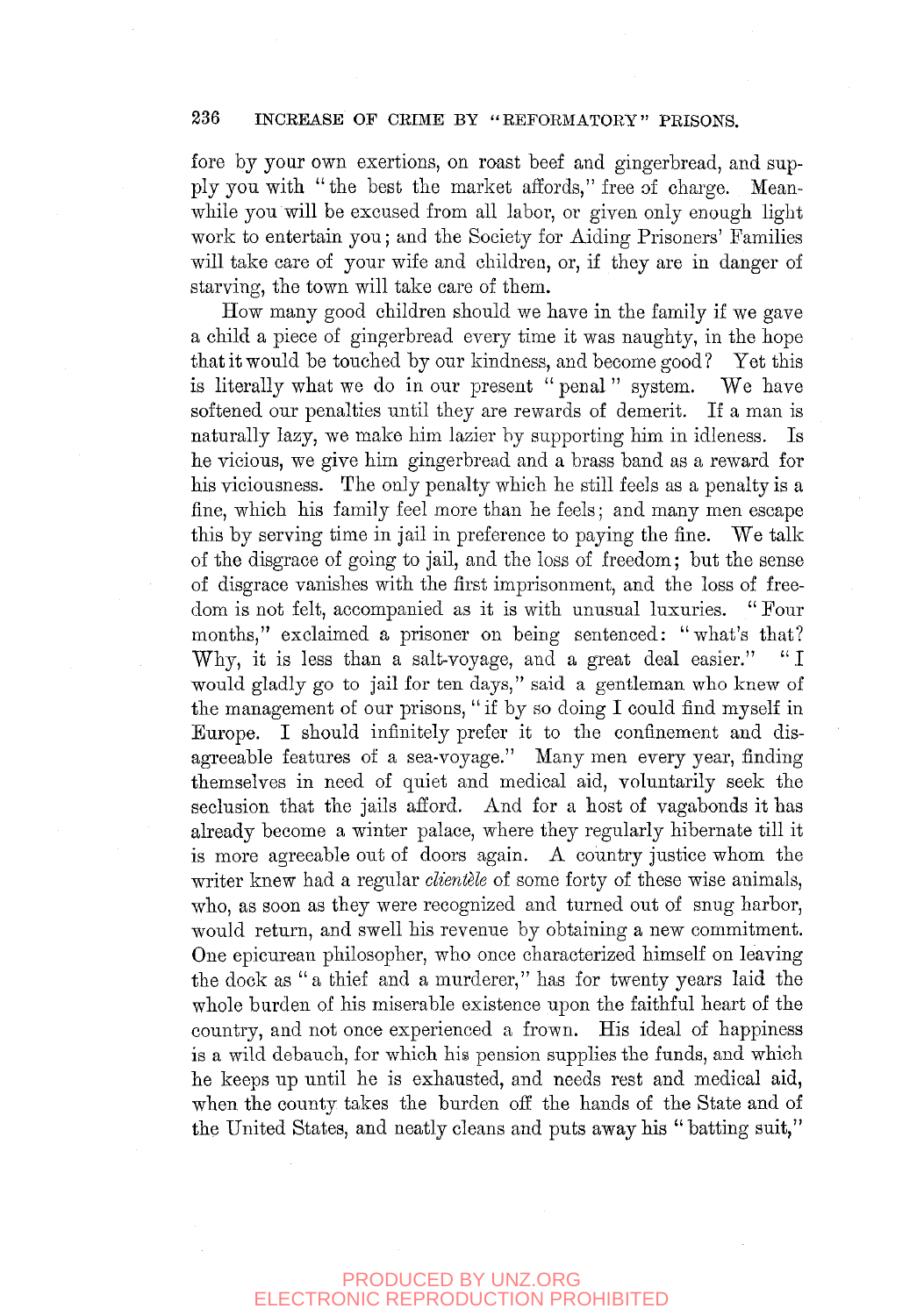fore by your own exertions, on roast beef and gingerbread, and supply you with "the best the market affords," free of charge. Meanwhile you will be excused from all labor, or given only enough light work to entertain you; and the Society for Aiding Prisoners' Families will take care of your wife and children, or, if they are in danger of starving, the town will take care of them.

How many good children should we have in the family if we gave a child a piece of gingerbread every time it was naughty, in the hope that it would be touched by our kindness, and become good? Yet this is literally what we do in our present "penal" system. We have softened our penalties until they are rewards of demerit. If a man is naturally lazy, we make him lazier by supporting him in idleness. Is he vicious, we give him gingerbread and a brass band as a reward for his viciousness. The only penalty which he still feels as a penalty is a fine, which his family feel more than he feels; and many men escape this by serving time in jail in preference to paying the fine. We talk of the disgrace of going to jail, and the loss of freedom; but the sense of disgrace vanishes with the first imprisonment, and the loss of freedom is not felt, accompanied as it is with unusual luxuries. "Four months," exclaimed a prisoner on being sentenced: "what's that? Why, it is less than a salt-voyage, and a great deal easier." "I would gladly go to jail for ten days," said a gentleman who knew of the management of our prisons, "if by so doing I could find myself in Europe. I should infinitely prefer it to the confinement and disagreeable features of a sea-voyage." Many men every year, finding themselves in need of quiet and medical aid, voluntarily seek the seclusion that the jails afford. And for a host of vagabonds it has already become a winter palace, where they regularly hibernate till it is more agreeable out of doors again. A country justice whom the writer knew had a regular *clientèle* of some forty of these wise animals, who, as soon as they were recognized and turned out of snug harbor, would return, and swell his revenue by obtaining a new commitment. One epicurean philosopher, who once characterized himself on leaving the dock as "a thief and a murderer," has for twenty years laid the whole burden of his miserable existence upon the faithful heart of the country, and not once experienced a frown. His ideal of happiness is a wild debauch, for which his pension supplies the funds, and which he keeps up until he is exhausted, and needs rest and medical aid, when the county takes the burden off the hands of the State and of the United States, and neatly cleans and puts away his "batting suit,"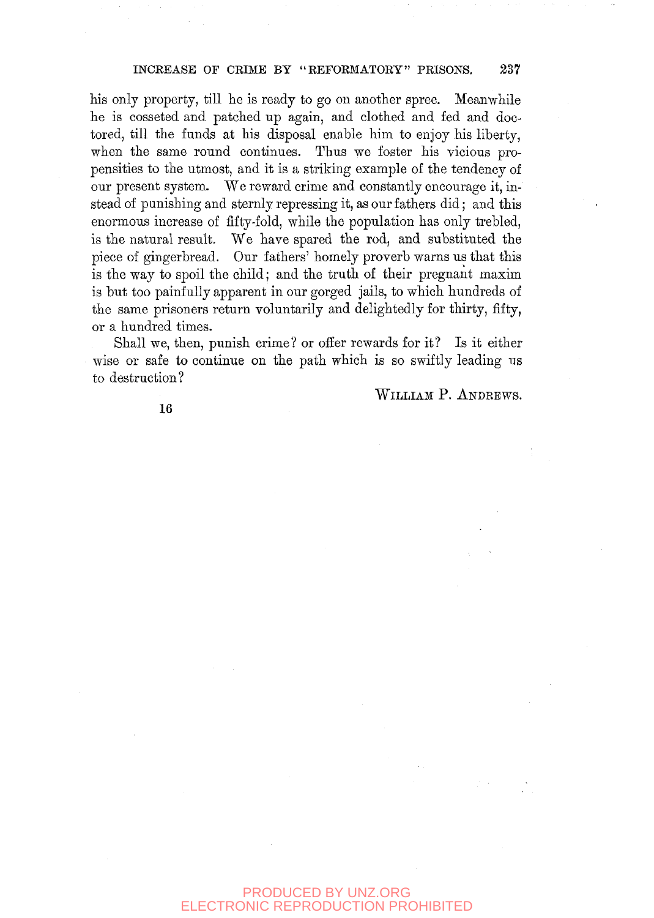his only property, till he is ready to go on another spree. Meanwhile he is cosseted and patched up again, and clothed and fed and doctored, till the funds at his disposal enable him to enjoy his liberty, when the same round continues. Thus we foster his vicious propensities to the utmost, and it is a striking example of the tendency of our present system. We reward crime and constantly encourage it, instead of punishing and sternly repressing it, as our fathers did; and this enormous increase of fifty-fold, while the population has only trebled, is the natural result. We have spared the rod, and substituted the piece of gingerbread. Our fathers' homely proverb warns us that this is the way to spoil the child; and the truth of their pregnant maxim is but too painfully apparent in our gorged jails, to which hundreds of the same prisoners return voluntarily and delightedly for thirty, fifty, or a hundred times.

Shall we, then, punish crime? or offer rewards for it? Is it either wise or safe to continue on the path which is so swiftly leading us to destruction?

WILLIAM P. ANDREWS.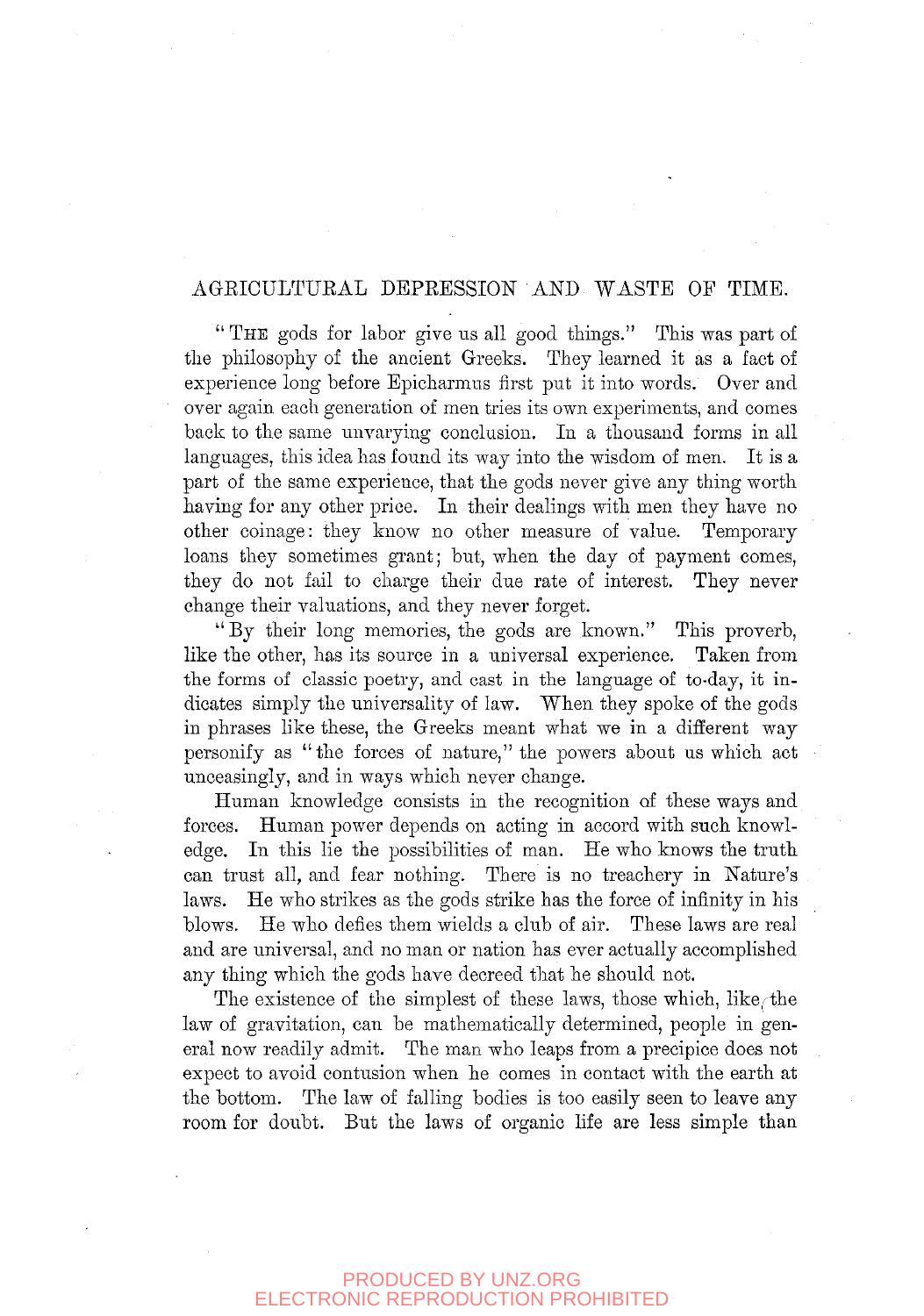# AGRICULTURAL DEPRESSION AND WASTE OF TIME.

"THE gods for labor give us all good things." This was part of the philosophy of the ancient Greeks. They learned it as a fact of experience long before Epicharmus first put it into words. Over and over again each generation of men tries its own experiments, and comes back to the same unvarying conclusion. In a thousand forms in all languages, this idea has found its way into the wisdom of men. It is a part of the same experience, that the gods never give any thing worth having for any other price. In their dealings with men they have no other coinage: they know no other measure of value. Temporary loans they sometimes grant; but, when the day of payment comes, they do not fail to charge their due rate of interest. They never change their valuations, and they never forget.

"By their long memories, the gods are known." This proverb, like the other, has its source in a universal experience. Taken from the forms of classic poetry, and cast in the language of to-day, it indicates simply the universality of law. When they spoke of the gods in phrases like these, the Greeks meant what we in a different way personify as "the forces of nature," the powers about us which act unceasingly, and in ways which never change.

Human knowledge consists in the recognition of these ways and forces. Human power depends on acting in accord with such knowledge. In this lie the possibilities of man. He who knows the truth can trust all, and fear nothing. There is no treachery in Nature's laws. He who strikes as the gods strike has the force of infinity in his blows. He who defies them wields a club of air. These laws are real and are universal, and no man or nation has ever actually accomplished any thing which the gods have decreed that he should not.

The existence of the simplest of these laws, those which, like the law of gravitation, can be mathematically determined, people in general now readily admit. The man who leaps from a precipice does not expect to avoid contusion when he comes in contact with the earth at the bottom. The law of falling bodies is too easily seen to leave any room for doubt. But the laws of organic life are less simple than